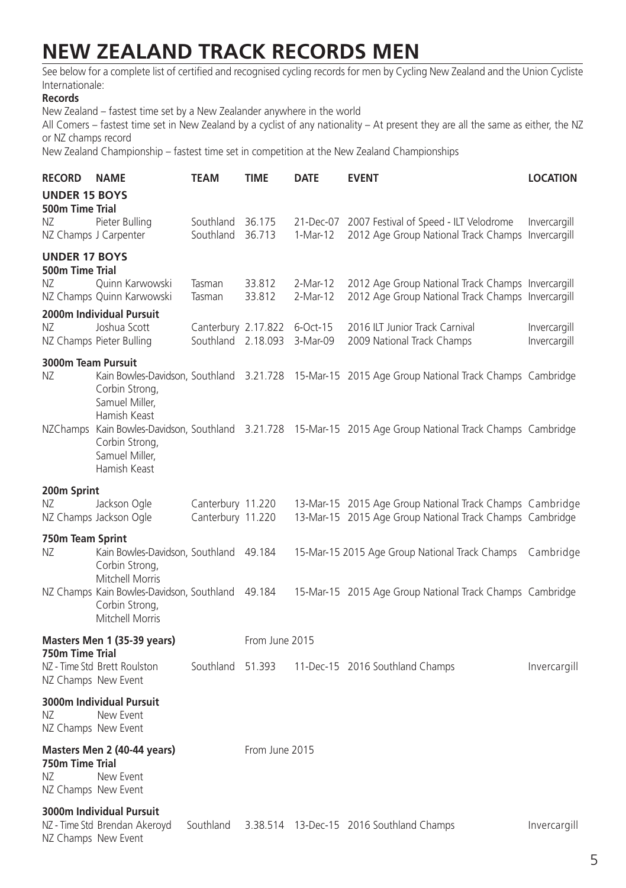# NEW ZEALAND TRACK RECORDS MEN

See below for a complete list of certified and recognised cycling records for men by Cycling New Zealand and the Union Cycliste Internationale:

**Records**

New Zealand – fastest time set by a New Zealander anywhere in the world

All Comers – fastest time set in New Zealand by a cyclist of any nationality – At present they are all the same as either, the NZ or NZ champs record

New Zealand Championship – fastest time set in competition at the New Zealand Championships

| RECORD | NAME | TEAM | TIME | DATE | EVENT | LOCATION |
|---|---|---|---|---|---|---|
| **UNDER 15 BOYS** | | | | | | |
| **500m Time Trial** | | | | | | |
| NZ | Pieter Bulling | Southland | 36.175 | 21-Dec-07 | 2007 Festival of Speed - ILT Velodrome | Invercargill |
| NZ Champs | J Carpenter | Southland | 36.713 | 1-Mar-12 | 2012 Age Group National Track Champs | Invercargill |
| **UNDER 17 BOYS** | | | | | | |
| **500m Time Trial** | | | | | | |
| NZ | Quinn Karwowski | Tasman | 33.812 | 2-Mar-12 | 2012 Age Group National Track Champs | Invercargill |
| NZ Champs | Quinn Karwowski | Tasman | 33.812 | 2-Mar-12 | 2012 Age Group National Track Champs | Invercargill |
| **2000m Individual Pursuit** | | | | | | |
| NZ | Joshua Scott | Canterbury | 2.17.822 | 6-Oct-15 | 2016 ILT Junior Track Carnival | Invercargill |
| NZ Champs | Pieter Bulling | Southland | 2.18.093 | 3-Mar-09 | 2009 National Track Champs | Invercargill |
| **3000m Team Pursuit** | | | | | | |
| NZ | Kain Bowles-Davidson, Corbin Strong, Samuel Miller, Hamish Keast | Southland | 3.21.728 | 15-Mar-15 | 2015 Age Group National Track Champs | Cambridge |
| NZChamps | Kain Bowles-Davidson, Corbin Strong, Samuel Miller, Hamish Keast | Southland | 3.21.728 | 15-Mar-15 | 2015 Age Group National Track Champs | Cambridge |
| **200m Sprint** | | | | | | |
| NZ | Jackson Ogle | Canterbury | 11.220 | 13-Mar-15 | 2015 Age Group National Track Champs | Cambridge |
| NZ Champs | Jackson Ogle | Canterbury | 11.220 | 13-Mar-15 | 2015 Age Group National Track Champs | Cambridge |
| **750m Team Sprint** | | | | | | |
| NZ | Kain Bowles-Davidson, Corbin Strong, Mitchell Morris | Southland | 49.184 | 15-Mar-15 | 2015 Age Group National Track Champs | Cambridge |
| NZ Champs | Kain Bowles-Davidson, Corbin Strong, Mitchell Morris | Southland | 49.184 | 15-Mar-15 | 2015 Age Group National Track Champs | Cambridge |
| **Masters Men 1 (35-39 years)** | | | From June 2015 | | | |
| **750m Time Trial** | | | | | | |
| NZ - Time Std | Brett Roulston | Southland | 51.393 | 11-Dec-15 | 2016 Southland Champs | Invercargill |
| NZ Champs | New Event | | | | | |
| **3000m Individual Pursuit** | | | | | | |
| NZ | New Event | | | | | |
| NZ Champs | New Event | | | | | |
| **Masters Men 2 (40-44 years)** | | | From June 2015 | | | |
| **750m Time Trial** | | | | | | |
| NZ | New Event | | | | | |
| NZ Champs | New Event | | | | | |
| **3000m Individual Pursuit** | | | | | | |
| NZ - Time Std | Brendan Akeroyd | Southland | 3.38.514 | 13-Dec-15 | 2016 Southland Champs | Invercargill |
| NZ Champs | New Event | | | | | |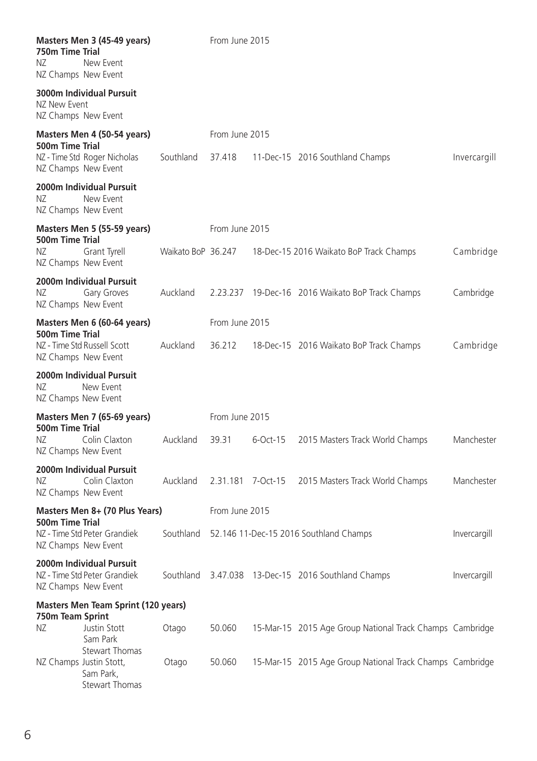**Masters Men 3 (45-49 years)** From June 2015

**750m Time Trial**

| | | | | | | |
|---|---|---|---|---|---|---|
| NZ | New Event | | | | | |
| NZ Champs | New Event | | | | | |

**3000m Individual Pursuit**

| | | | | | | |
|---|---|---|---|---|---|---|
| NZ | New Event | | | | | |
| NZ Champs | New Event | | | | | |

**Masters Men 4 (50-54 years)** From June 2015

**500m Time Trial**

| | | | | | | |
|---|---|---|---|---|---|---|
| NZ - Time Std | Roger Nicholas | Southland | 37.418 | 11-Dec-15 | 2016 Southland Champs | Invercargill |
| NZ Champs | New Event | | | | | |

**2000m Individual Pursuit**

| | | | | | | |
|---|---|---|---|---|---|---|
| NZ | New Event | | | | | |
| NZ Champs | New Event | | | | | |

**Masters Men 5 (55-59 years)** From June 2015

**500m Time Trial**

| | | | | | | |
|---|---|---|---|---|---|---|
| NZ | Grant Tyrell | Waikato BoP | 36.247 | 18-Dec-15 | 2016 Waikato BoP Track Champs | Cambridge |
| NZ Champs | New Event | | | | | |

**2000m Individual Pursuit**

| | | | | | | |
|---|---|---|---|---|---|---|
| NZ | Gary Groves | Auckland | 2.23.237 | 19-Dec-16 | 2016 Waikato BoP Track Champs | Cambridge |
| NZ Champs | New Event | | | | | |

**Masters Men 6 (60-64 years)** From June 2015

**500m Time Trial**

| | | | | | | |
|---|---|---|---|---|---|---|
| NZ - Time Std | Russell Scott | Auckland | 36.212 | 18-Dec-15 | 2016 Waikato BoP Track Champs | Cambridge |
| NZ Champs | New Event | | | | | |

**2000m Individual Pursuit**

| | | | | | | |
|---|---|---|---|---|---|---|
| NZ | New Event | | | | | |
| NZ Champs | New Event | | | | | |

**Masters Men 7 (65-69 years)** From June 2015

**500m Time Trial**

| | | | | | | |
|---|---|---|---|---|---|---|
| NZ | Colin Claxton | Auckland | 39.31 | 6-Oct-15 | 2015 Masters Track World Champs | Manchester |
| NZ Champs | New Event | | | | | |

**2000m Individual Pursuit**

| | | | | | | |
|---|---|---|---|---|---|---|
| NZ | Colin Claxton | Auckland | 2.31.181 | 7-Oct-15 | 2015 Masters Track World Champs | Manchester |
| NZ Champs | New Event | | | | | |

**Masters Men 8+ (70 Plus Years)** From June 2015

**500m Time Trial**

| | | | | | | |
|---|---|---|---|---|---|---|
| NZ - Time Std | Peter Grandiek | Southland | 52.146 | 11-Dec-15 | 2016 Southland Champs | Invercargill |
| NZ Champs | New Event | | | | | |

**2000m Individual Pursuit**

| | | | | | | |
|---|---|---|---|---|---|---|
| NZ - Time Std | Peter Grandiek | Southland | 3.47.038 | 13-Dec-15 | 2016 Southland Champs | Invercargill |
| NZ Champs | New Event | | | | | |

**Masters Men Team Sprint (120 years)**

**750m Team Sprint**

| | | | | | | |
|---|---|---|---|---|---|---|
| NZ | Justin Stott, Sam Park, Stewart Thomas | Otago | 50.060 | 15-Mar-15 | 2015 Age Group National Track Champs | Cambridge |
| NZ Champs | Justin Stott, Sam Park, Stewart Thomas | Otago | 50.060 | 15-Mar-15 | 2015 Age Group National Track Champs | Cambridge |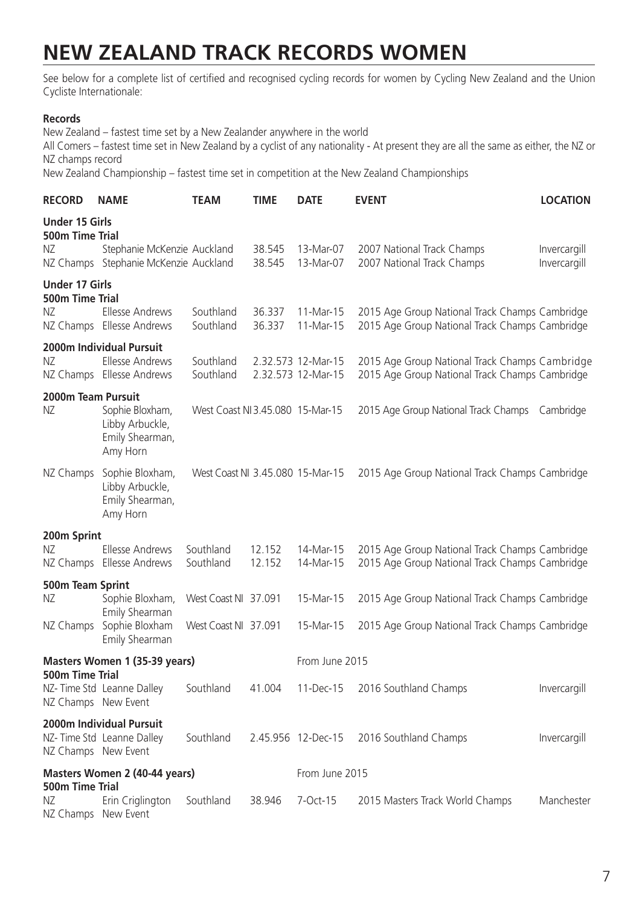# NEW ZEALAND TRACK RECORDS WOMEN

See below for a complete list of certified and recognised cycling records for women by Cycling New Zealand and the Union Cycliste Internationale:

**Records**

New Zealand – fastest time set by a New Zealander anywhere in the world

All Comers – fastest time set in New Zealand by a cyclist of any nationality - At present they are all the same as either, the NZ or NZ champs record

New Zealand Championship – fastest time set in competition at the New Zealand Championships

| RECORD | NAME | TEAM | TIME | DATE | EVENT | LOCATION |
|---|---|---|---|---|---|---|
| **Under 15 Girls** | | | | | | |
| **500m Time Trial** | | | | | | |
| NZ | Stephanie McKenzie | Auckland | 38.545 | 13-Mar-07 | 2007 National Track Champs | Invercargill |
| NZ Champs | Stephanie McKenzie | Auckland | 38.545 | 13-Mar-07 | 2007 National Track Champs | Invercargill |
| **Under 17 Girls** | | | | | | |
| **500m Time Trial** | | | | | | |
| NZ | Ellesse Andrews | Southland | 36.337 | 11-Mar-15 | 2015 Age Group National Track Champs | Cambridge |
| NZ Champs | Ellesse Andrews | Southland | 36.337 | 11-Mar-15 | 2015 Age Group National Track Champs | Cambridge |
| **2000m Individual Pursuit** | | | | | | |
| NZ | Ellesse Andrews | Southland | 2.32.573 | 12-Mar-15 | 2015 Age Group National Track Champs | Cambridge |
| NZ Champs | Ellesse Andrews | Southland | 2.32.573 | 12-Mar-15 | 2015 Age Group National Track Champs | Cambridge |
| **2000m Team Pursuit** | | | | | | |
| NZ | Sophie Bloxham, Libby Arbuckle, Emily Shearman, Amy Horn | West Coast NI | 3.45.080 | 15-Mar-15 | 2015 Age Group National Track Champs | Cambridge |
| NZ Champs | Sophie Bloxham, Libby Arbuckle, Emily Shearman, Amy Horn | West Coast NI | 3.45.080 | 15-Mar-15 | 2015 Age Group National Track Champs | Cambridge |
| **200m Sprint** | | | | | | |
| NZ | Ellesse Andrews | Southland | 12.152 | 14-Mar-15 | 2015 Age Group National Track Champs | Cambridge |
| NZ Champs | Ellesse Andrews | Southland | 12.152 | 14-Mar-15 | 2015 Age Group National Track Champs | Cambridge |
| **500m Team Sprint** | | | | | | |
| NZ | Sophie Bloxham, Emily Shearman | West Coast NI | 37.091 | 15-Mar-15 | 2015 Age Group National Track Champs | Cambridge |
| NZ Champs | Sophie Bloxham Emily Shearman | West Coast NI | 37.091 | 15-Mar-15 | 2015 Age Group National Track Champs | Cambridge |
| **Masters Women 1 (35-39 years)** | | | | From June 2015 | | |
| **500m Time Trial** | | | | | | |
| NZ- Time Std | Leanne Dalley | Southland | 41.004 | 11-Dec-15 | 2016 Southland Champs | Invercargill |
| NZ Champs | New Event | | | | | |
| **2000m Individual Pursuit** | | | | | | |
| NZ- Time Std | Leanne Dalley | Southland | 2.45.956 | 12-Dec-15 | 2016 Southland Champs | Invercargill |
| NZ Champs | New Event | | | | | |
| **Masters Women 2 (40-44 years)** | | | | From June 2015 | | |
| **500m Time Trial** | | | | | | |
| NZ | Erin Criglington | Southland | 38.946 | 7-Oct-15 | 2015 Masters Track World Champs | Manchester |
| NZ Champs | New Event | | | | | |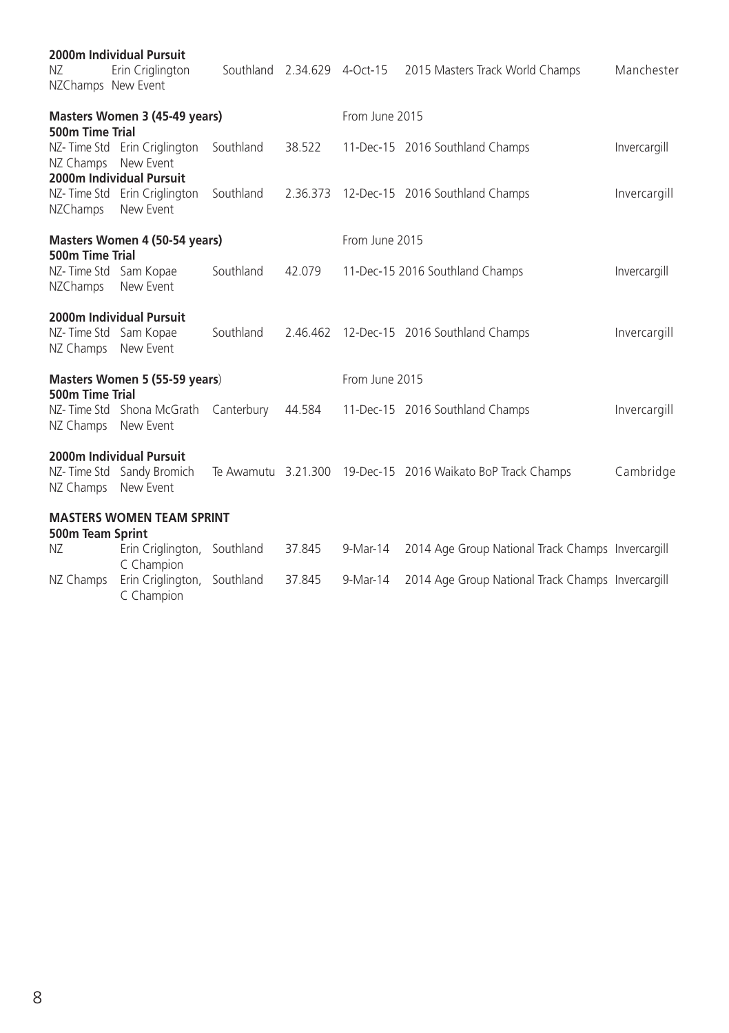**2000m Individual Pursuit**

| | | | | | | |
|---|---|---|---|---|---|---|
| NZ | Erin Criglington | Southland | 2.34.629 | 4-Oct-15 | 2015 Masters Track World Champs | Manchester |
| NZChamps | New Event | | | | | |

**Masters Women 3 (45-49 years)** From June 2015

**500m Time Trial**

| | | | | | | |
|---|---|---|---|---|---|---|
| NZ- Time Std | Erin Criglington | Southland | 38.522 | 11-Dec-15 | 2016 Southland Champs | Invercargill |
| NZ Champs | New Event | | | | | |

**2000m Individual Pursuit**

| | | | | | | |
|---|---|---|---|---|---|---|
| NZ- Time Std | Erin Criglington | Southland | 2.36.373 | 12-Dec-15 | 2016 Southland Champs | Invercargill |
| NZChamps | New Event | | | | | |

**Masters Women 4 (50-54 years)** From June 2015

**500m Time Trial**

| | | | | | | |
|---|---|---|---|---|---|---|
| NZ- Time Std | Sam Kopae | Southland | 42.079 | 11-Dec-15 | 2016 Southland Champs | Invercargill |
| NZChamps | New Event | | | | | |

**2000m Individual Pursuit**

| | | | | | | |
|---|---|---|---|---|---|---|
| NZ- Time Std | Sam Kopae | Southland | 2.46.462 | 12-Dec-15 | 2016 Southland Champs | Invercargill |
| NZ Champs | New Event | | | | | |

**Masters Women 5 (55-59 years)** From June 2015

**500m Time Trial**

| | | | | | | |
|---|---|---|---|---|---|---|
| NZ- Time Std | Shona McGrath | Canterbury | 44.584 | 11-Dec-15 | 2016 Southland Champs | Invercargill |
| NZ Champs | New Event | | | | | |

**2000m Individual Pursuit**

| | | | | | | |
|---|---|---|---|---|---|---|
| NZ- Time Std | Sandy Bromich | Te Awamutu | 3.21.300 | 19-Dec-15 | 2016 Waikato BoP Track Champs | Cambridge |
| NZ Champs | New Event | | | | | |

**MASTERS WOMEN TEAM SPRINT**

**500m Team Sprint**

| | | | | | | |
|---|---|---|---|---|---|---|
| NZ | Erin Criglington, C Champion | Southland | 37.845 | 9-Mar-14 | 2014 Age Group National Track Champs | Invercargill |
| NZ Champs | Erin Criglington, C Champion | Southland | 37.845 | 9-Mar-14 | 2014 Age Group National Track Champs | Invercargill |